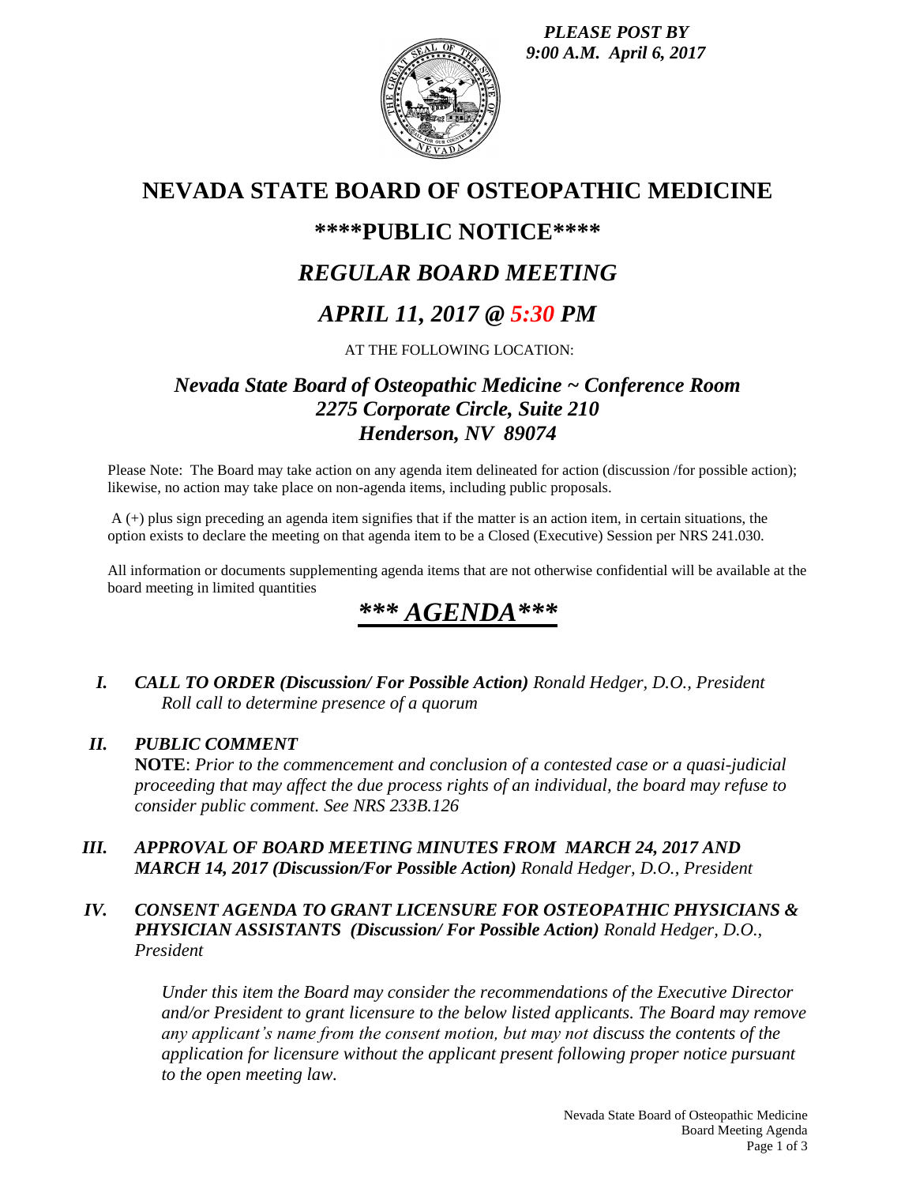*PLEASE POST BY*
*9:00 A.M. April 6, 2017*

# NEVADA STATE BOARD OF OSTEOPATHIC MEDICINE

## \*\*\*\*PUBLIC NOTICE\*\*\*\*

## *REGULAR BOARD MEETING*

## *APRIL 11, 2017 @ 5:30 PM*

AT THE FOLLOWING LOCATION:

### *Nevada State Board of Osteopathic Medicine ~ Conference Room*
### *2275 Corporate Circle, Suite 210*
### *Henderson, NV 89074*

Please Note: The Board may take action on any agenda item delineated for action (discussion /for possible action); likewise, no action may take place on non-agenda items, including public proposals.

A (+) plus sign preceding an agenda item signifies that if the matter is an action item, in certain situations, the option exists to declare the meeting on that agenda item to be a Closed (Executive) Session per NRS 241.030.

All information or documents supplementing agenda items that are not otherwise confidential will be available at the board meeting in limited quantities

## *\*\*\* AGENDA\*\*\**

**I.** ***CALL TO ORDER (Discussion/ For Possible Action)*** *Ronald Hedger, D.O., President*
*Roll call to determine presence of a quorum*

**II.** ***PUBLIC COMMENT***
**NOTE**: *Prior to the commencement and conclusion of a contested case or a quasi-judicial proceeding that may affect the due process rights of an individual, the board may refuse to consider public comment. See NRS 233B.126*

**III.** ***APPROVAL OF BOARD MEETING MINUTES FROM MARCH 24, 2017 AND MARCH 14, 2017 (Discussion/For Possible Action)*** *Ronald Hedger, D.O., President*

**IV.** ***CONSENT AGENDA TO GRANT LICENSURE FOR OSTEOPATHIC PHYSICIANS & PHYSICIAN ASSISTANTS (Discussion/ For Possible Action)*** *Ronald Hedger, D.O., President*

*Under this item the Board may consider the recommendations of the Executive Director and/or President to grant licensure to the below listed applicants. The Board may remove any applicant's name from the consent motion, but may not discuss the contents of the application for licensure without the applicant present following proper notice pursuant to the open meeting law.*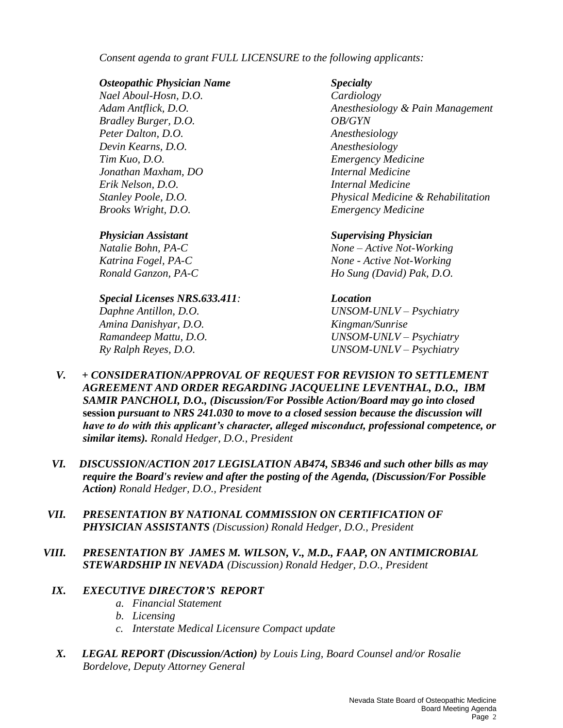*Consent agenda to grant FULL LICENSURE to the following applicants:*

| ***Osteopathic Physician Name*** | ***Specialty*** |
|---|---|
| *Nael Aboul-Hosn, D.O.* | *Cardiology* |
| *Adam Antflick, D.O.* | *Anesthesiology & Pain Management* |
| *Bradley Burger, D.O.* | *OB/GYN* |
| *Peter Dalton, D.O.* | *Anesthesiology* |
| *Devin Kearns, D.O.* | *Anesthesiology* |
| *Tim Kuo, D.O.* | *Emergency Medicine* |
| *Jonathan Maxham, DO* | *Internal Medicine* |
| *Erik Nelson, D.O.* | *Internal Medicine* |
| *Stanley Poole, D.O.* | *Physical Medicine & Rehabilitation* |
| *Brooks Wright, D.O.* | *Emergency Medicine* |

| ***Physician Assistant*** | ***Supervising Physician*** |
|---|---|
| *Natalie Bohn, PA-C* | *None – Active Not-Working* |
| *Katrina Fogel, PA-C* | *None - Active Not-Working* |
| *Ronald Ganzon, PA-C* | *Ho Sung (David) Pak, D.O.* |

| ***Special Licenses NRS.633.411:*** | ***Location*** |
|---|---|
| *Daphne Antillon, D.O.* | *UNSOM-UNLV – Psychiatry* |
| *Amina Danishyar, D.O.* | *Kingman/Sunrise* |
| *Ramandeep Mattu, D.O.* | *UNSOM-UNLV – Psychiatry* |
| *Ry Ralph Reyes, D.O.* | *UNSOM-UNLV – Psychiatry* |

**V.** ***+ CONSIDERATION/APPROVAL OF REQUEST FOR REVISION TO SETTLEMENT AGREEMENT AND ORDER REGARDING JACQUELINE LEVENTHAL, D.O., IBM SAMIR PANCHOLI, D.O., (Discussion/For Possible Action/Board may go into closed*** **session** ***pursuant to NRS 241.030 to move to a closed session because the discussion will have to do with this applicant's character, alleged misconduct, professional competence, or similar items).*** *Ronald Hedger, D.O., President*

**VI.** ***DISCUSSION/ACTION 2017 LEGISLATION AB474, SB346 and such other bills as may require the Board's review and after the posting of the Agenda, (Discussion/For Possible Action)*** *Ronald Hedger, D.O., President*

**VII.** ***PRESENTATION BY NATIONAL COMMISSION ON CERTIFICATION OF PHYSICIAN ASSISTANTS*** *(Discussion) Ronald Hedger, D.O., President*

**VIII.** ***PRESENTATION BY JAMES M. WILSON, V., M.D., FAAP, ON ANTIMICROBIAL STEWARDSHIP IN NEVADA*** *(Discussion) Ronald Hedger, D.O., President*

**IX.** ***EXECUTIVE DIRECTOR'S REPORT***

*a. Financial Statement*
*b. Licensing*
*c. Interstate Medical Licensure Compact update*

**X.** ***LEGAL REPORT (Discussion/Action)*** *by Louis Ling, Board Counsel and/or Rosalie Bordelove, Deputy Attorney General*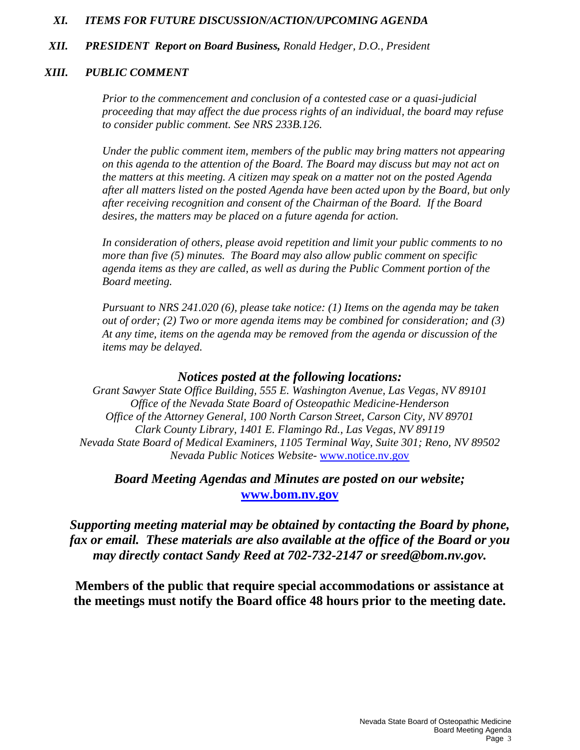***XI. ITEMS FOR FUTURE DISCUSSION/ACTION/UPCOMING AGENDA***

***XII. PRESIDENT Report on Board Business,*** *Ronald Hedger, D.O., President*

***XIII. PUBLIC COMMENT***

*Prior to the commencement and conclusion of a contested case or a quasi-judicial proceeding that may affect the due process rights of an individual, the board may refuse to consider public comment. See NRS 233B.126.*

*Under the public comment item, members of the public may bring matters not appearing on this agenda to the attention of the Board. The Board may discuss but may not act on the matters at this meeting. A citizen may speak on a matter not on the posted Agenda after all matters listed on the posted Agenda have been acted upon by the Board, but only after receiving recognition and consent of the Chairman of the Board. If the Board desires, the matters may be placed on a future agenda for action.*

*In consideration of others, please avoid repetition and limit your public comments to no more than five (5) minutes. The Board may also allow public comment on specific agenda items as they are called, as well as during the Public Comment portion of the Board meeting.*

*Pursuant to NRS 241.020 (6), please take notice: (1) Items on the agenda may be taken out of order; (2) Two or more agenda items may be combined for consideration; and (3) At any time, items on the agenda may be removed from the agenda or discussion of the items may be delayed.*

***Notices posted at the following locations:***

*Grant Sawyer State Office Building, 555 E. Washington Avenue, Las Vegas, NV 89101*
*Office of the Nevada State Board of Osteopathic Medicine-Henderson*
*Office of the Attorney General, 100 North Carson Street, Carson City, NV 89701*
*Clark County Library, 1401 E. Flamingo Rd., Las Vegas, NV 89119*
*Nevada State Board of Medical Examiners, 1105 Terminal Way, Suite 301; Reno, NV 89502*
*Nevada Public Notices Website-* www.notice.nv.gov

***Board Meeting Agendas and Minutes are posted on our website;***
**www.bom.nv.gov**

***Supporting meeting material may be obtained by contacting the Board by phone, fax or email. These materials are also available at the office of the Board or you may directly contact Sandy Reed at 702-732-2147 or sreed@bom.nv.gov.***

**Members of the public that require special accommodations or assistance at the meetings must notify the Board office 48 hours prior to the meeting date.**